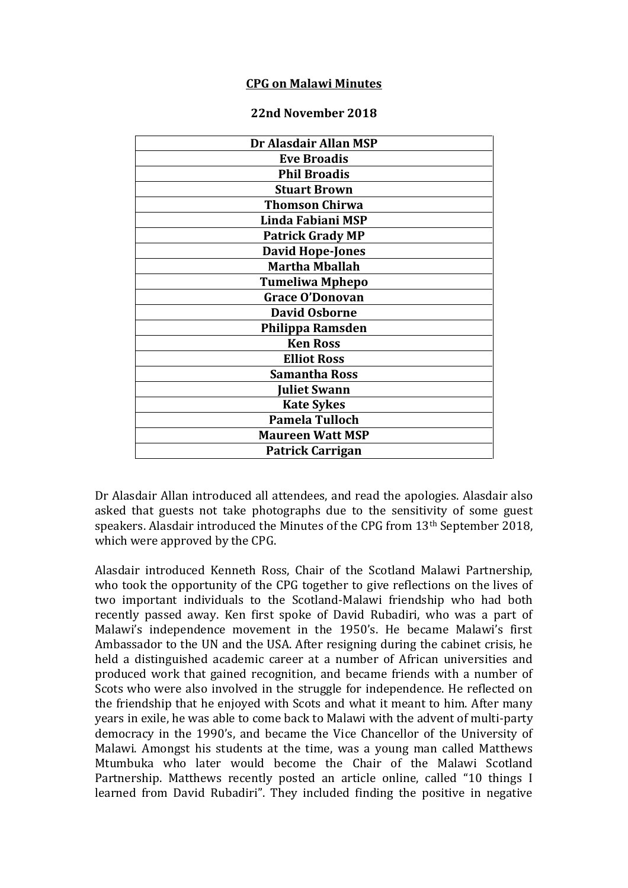**CPG on Malawi Minutes**

**22nd November 2018**

| **Dr Alasdair Allan MSP** |
|---|
| **Eve Broadis** |
| **Phil Broadis** |
| **Stuart Brown** |
| **Thomson Chirwa** |
| **Linda Fabiani MSP** |
| **Patrick Grady MP** |
| **David Hope-Jones** |
| **Martha Mballah** |
| **Tumeliwa Mphepo** |
| **Grace O'Donovan** |
| **David Osborne** |
| **Philippa Ramsden** |
| **Ken Ross** |
| **Elliot Ross** |
| **Samantha Ross** |
| **Juliet Swann** |
| **Kate Sykes** |
| **Pamela Tulloch** |
| **Maureen Watt MSP** |
| **Patrick Carrigan** |

Dr Alasdair Allan introduced all attendees, and read the apologies. Alasdair also asked that guests not take photographs due to the sensitivity of some guest speakers. Alasdair introduced the Minutes of the CPG from 13th September 2018, which were approved by the CPG.

Alasdair introduced Kenneth Ross, Chair of the Scotland Malawi Partnership, who took the opportunity of the CPG together to give reflections on the lives of two important individuals to the Scotland-Malawi friendship who had both recently passed away. Ken first spoke of David Rubadiri, who was a part of Malawi's independence movement in the 1950's. He became Malawi's first Ambassador to the UN and the USA. After resigning during the cabinet crisis, he held a distinguished academic career at a number of African universities and produced work that gained recognition, and became friends with a number of Scots who were also involved in the struggle for independence. He reflected on the friendship that he enjoyed with Scots and what it meant to him. After many years in exile, he was able to come back to Malawi with the advent of multi-party democracy in the 1990's, and became the Vice Chancellor of the University of Malawi. Amongst his students at the time, was a young man called Matthews Mtumbuka who later would become the Chair of the Malawi Scotland Partnership. Matthews recently posted an article online, called "10 things I learned from David Rubadiri". They included finding the positive in negative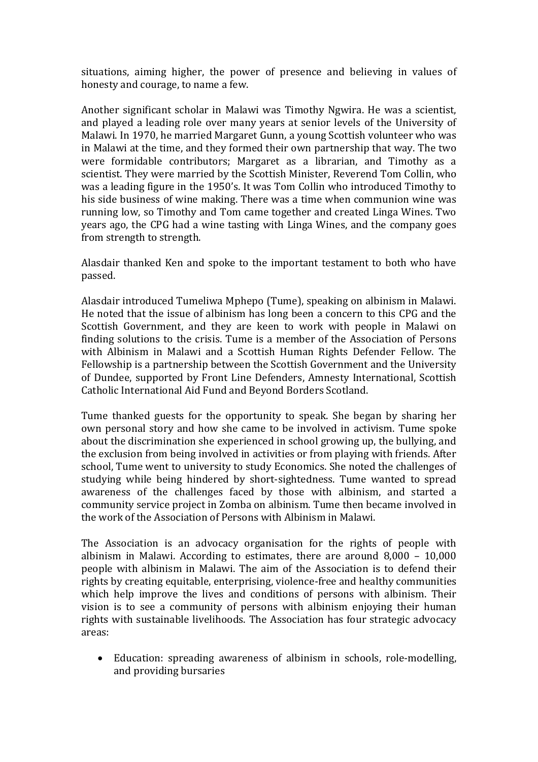situations, aiming higher, the power of presence and believing in values of honesty and courage, to name a few.

Another significant scholar in Malawi was Timothy Ngwira. He was a scientist, and played a leading role over many years at senior levels of the University of Malawi. In 1970, he married Margaret Gunn, a young Scottish volunteer who was in Malawi at the time, and they formed their own partnership that way. The two were formidable contributors; Margaret as a librarian, and Timothy as a scientist. They were married by the Scottish Minister, Reverend Tom Collin, who was a leading figure in the 1950's. It was Tom Collin who introduced Timothy to his side business of wine making. There was a time when communion wine was running low, so Timothy and Tom came together and created Linga Wines. Two years ago, the CPG had a wine tasting with Linga Wines, and the company goes from strength to strength.

Alasdair thanked Ken and spoke to the important testament to both who have passed.

Alasdair introduced Tumeliwa Mphepo (Tume), speaking on albinism in Malawi. He noted that the issue of albinism has long been a concern to this CPG and the Scottish Government, and they are keen to work with people in Malawi on finding solutions to the crisis. Tume is a member of the Association of Persons with Albinism in Malawi and a Scottish Human Rights Defender Fellow. The Fellowship is a partnership between the Scottish Government and the University of Dundee, supported by Front Line Defenders, Amnesty International, Scottish Catholic International Aid Fund and Beyond Borders Scotland.

Tume thanked guests for the opportunity to speak. She began by sharing her own personal story and how she came to be involved in activism. Tume spoke about the discrimination she experienced in school growing up, the bullying, and the exclusion from being involved in activities or from playing with friends. After school, Tume went to university to study Economics. She noted the challenges of studying while being hindered by short-sightedness. Tume wanted to spread awareness of the challenges faced by those with albinism, and started a community service project in Zomba on albinism. Tume then became involved in the work of the Association of Persons with Albinism in Malawi.

The Association is an advocacy organisation for the rights of people with albinism in Malawi. According to estimates, there are around 8,000 – 10,000 people with albinism in Malawi. The aim of the Association is to defend their rights by creating equitable, enterprising, violence-free and healthy communities which help improve the lives and conditions of persons with albinism. Their vision is to see a community of persons with albinism enjoying their human rights with sustainable livelihoods. The Association has four strategic advocacy areas:

- Education: spreading awareness of albinism in schools, role-modelling, and providing bursaries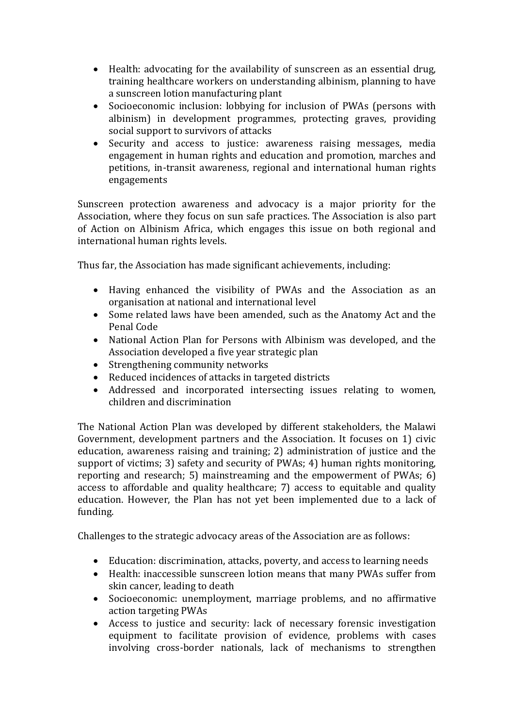- Health: advocating for the availability of sunscreen as an essential drug, training healthcare workers on understanding albinism, planning to have a sunscreen lotion manufacturing plant
- Socioeconomic inclusion: lobbying for inclusion of PWAs (persons with albinism) in development programmes, protecting graves, providing social support to survivors of attacks
- Security and access to justice: awareness raising messages, media engagement in human rights and education and promotion, marches and petitions, in-transit awareness, regional and international human rights engagements

Sunscreen protection awareness and advocacy is a major priority for the Association, where they focus on sun safe practices. The Association is also part of Action on Albinism Africa, which engages this issue on both regional and international human rights levels.

Thus far, the Association has made significant achievements, including:

- Having enhanced the visibility of PWAs and the Association as an organisation at national and international level
- Some related laws have been amended, such as the Anatomy Act and the Penal Code
- National Action Plan for Persons with Albinism was developed, and the Association developed a five year strategic plan
- Strengthening community networks
- Reduced incidences of attacks in targeted districts
- Addressed and incorporated intersecting issues relating to women, children and discrimination

The National Action Plan was developed by different stakeholders, the Malawi Government, development partners and the Association. It focuses on 1) civic education, awareness raising and training; 2) administration of justice and the support of victims; 3) safety and security of PWAs; 4) human rights monitoring, reporting and research; 5) mainstreaming and the empowerment of PWAs; 6) access to affordable and quality healthcare; 7) access to equitable and quality education. However, the Plan has not yet been implemented due to a lack of funding.

Challenges to the strategic advocacy areas of the Association are as follows:

- Education: discrimination, attacks, poverty, and access to learning needs
- Health: inaccessible sunscreen lotion means that many PWAs suffer from skin cancer, leading to death
- Socioeconomic: unemployment, marriage problems, and no affirmative action targeting PWAs
- Access to justice and security: lack of necessary forensic investigation equipment to facilitate provision of evidence, problems with cases involving cross-border nationals, lack of mechanisms to strengthen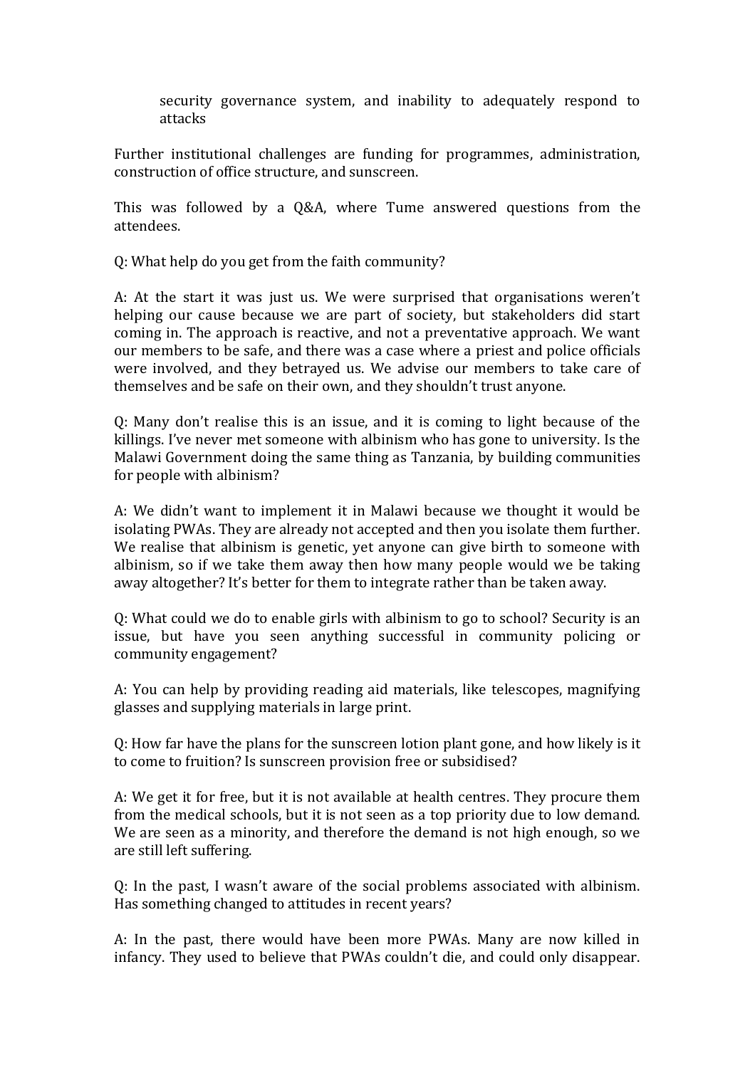security governance system, and inability to adequately respond to attacks

Further institutional challenges are funding for programmes, administration, construction of office structure, and sunscreen.

This was followed by a Q&A, where Tume answered questions from the attendees.

Q: What help do you get from the faith community?

A: At the start it was just us. We were surprised that organisations weren't helping our cause because we are part of society, but stakeholders did start coming in. The approach is reactive, and not a preventative approach. We want our members to be safe, and there was a case where a priest and police officials were involved, and they betrayed us. We advise our members to take care of themselves and be safe on their own, and they shouldn't trust anyone.

Q: Many don't realise this is an issue, and it is coming to light because of the killings. I've never met someone with albinism who has gone to university. Is the Malawi Government doing the same thing as Tanzania, by building communities for people with albinism?

A: We didn't want to implement it in Malawi because we thought it would be isolating PWAs. They are already not accepted and then you isolate them further. We realise that albinism is genetic, yet anyone can give birth to someone with albinism, so if we take them away then how many people would we be taking away altogether? It's better for them to integrate rather than be taken away.

Q: What could we do to enable girls with albinism to go to school? Security is an issue, but have you seen anything successful in community policing or community engagement?

A: You can help by providing reading aid materials, like telescopes, magnifying glasses and supplying materials in large print.

Q: How far have the plans for the sunscreen lotion plant gone, and how likely is it to come to fruition? Is sunscreen provision free or subsidised?

A: We get it for free, but it is not available at health centres. They procure them from the medical schools, but it is not seen as a top priority due to low demand. We are seen as a minority, and therefore the demand is not high enough, so we are still left suffering.

Q: In the past, I wasn't aware of the social problems associated with albinism. Has something changed to attitudes in recent years?

A: In the past, there would have been more PWAs. Many are now killed in infancy. They used to believe that PWAs couldn't die, and could only disappear.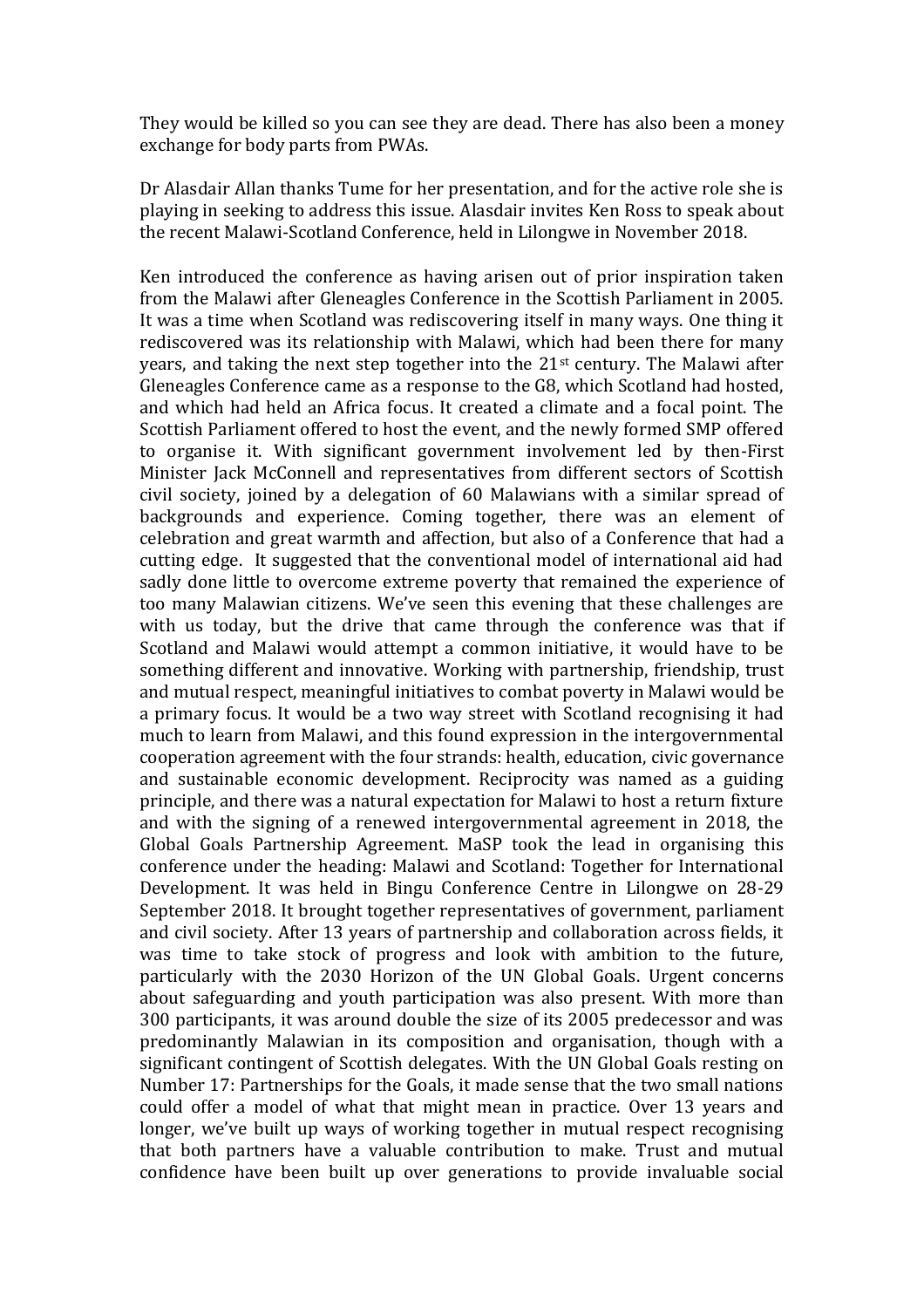They would be killed so you can see they are dead. There has also been a money exchange for body parts from PWAs.

Dr Alasdair Allan thanks Tume for her presentation, and for the active role she is playing in seeking to address this issue. Alasdair invites Ken Ross to speak about the recent Malawi-Scotland Conference, held in Lilongwe in November 2018.

Ken introduced the conference as having arisen out of prior inspiration taken from the Malawi after Gleneagles Conference in the Scottish Parliament in 2005. It was a time when Scotland was rediscovering itself in many ways. One thing it rediscovered was its relationship with Malawi, which had been there for many years, and taking the next step together into the 21st century. The Malawi after Gleneagles Conference came as a response to the G8, which Scotland had hosted, and which had held an Africa focus. It created a climate and a focal point. The Scottish Parliament offered to host the event, and the newly formed SMP offered to organise it. With significant government involvement led by then-First Minister Jack McConnell and representatives from different sectors of Scottish civil society, joined by a delegation of 60 Malawians with a similar spread of backgrounds and experience. Coming together, there was an element of celebration and great warmth and affection, but also of a Conference that had a cutting edge. It suggested that the conventional model of international aid had sadly done little to overcome extreme poverty that remained the experience of too many Malawian citizens. We've seen this evening that these challenges are with us today, but the drive that came through the conference was that if Scotland and Malawi would attempt a common initiative, it would have to be something different and innovative. Working with partnership, friendship, trust and mutual respect, meaningful initiatives to combat poverty in Malawi would be a primary focus. It would be a two way street with Scotland recognising it had much to learn from Malawi, and this found expression in the intergovernmental cooperation agreement with the four strands: health, education, civic governance and sustainable economic development. Reciprocity was named as a guiding principle, and there was a natural expectation for Malawi to host a return fixture and with the signing of a renewed intergovernmental agreement in 2018, the Global Goals Partnership Agreement. MaSP took the lead in organising this conference under the heading: Malawi and Scotland: Together for International Development. It was held in Bingu Conference Centre in Lilongwe on 28-29 September 2018. It brought together representatives of government, parliament and civil society. After 13 years of partnership and collaboration across fields, it was time to take stock of progress and look with ambition to the future, particularly with the 2030 Horizon of the UN Global Goals. Urgent concerns about safeguarding and youth participation was also present. With more than 300 participants, it was around double the size of its 2005 predecessor and was predominantly Malawian in its composition and organisation, though with a significant contingent of Scottish delegates. With the UN Global Goals resting on Number 17: Partnerships for the Goals, it made sense that the two small nations could offer a model of what that might mean in practice. Over 13 years and longer, we've built up ways of working together in mutual respect recognising that both partners have a valuable contribution to make. Trust and mutual confidence have been built up over generations to provide invaluable social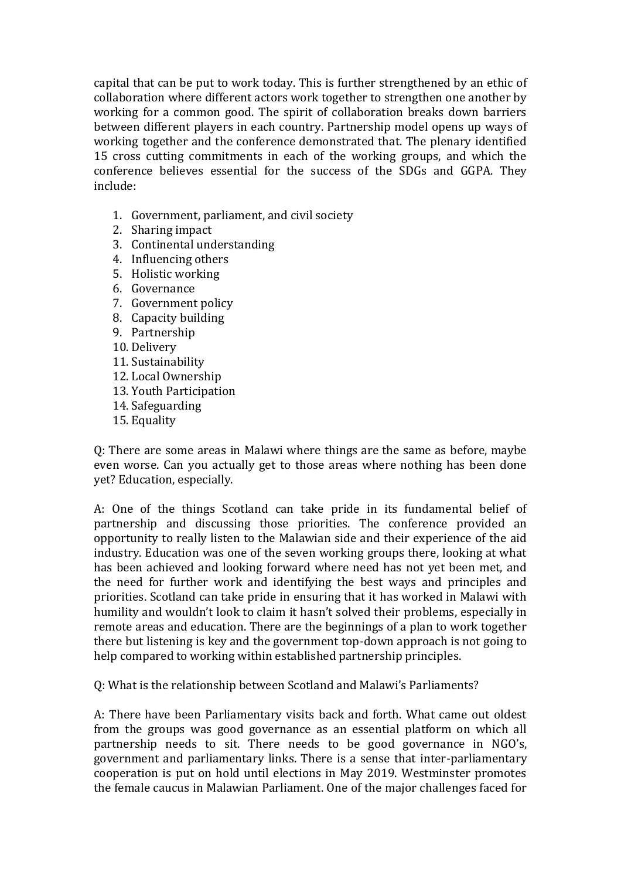capital that can be put to work today. This is further strengthened by an ethic of collaboration where different actors work together to strengthen one another by working for a common good. The spirit of collaboration breaks down barriers between different players in each country. Partnership model opens up ways of working together and the conference demonstrated that. The plenary identified 15 cross cutting commitments in each of the working groups, and which the conference believes essential for the success of the SDGs and GGPA. They include:

1. Government, parliament, and civil society
2. Sharing impact
3. Continental understanding
4. Influencing others
5. Holistic working
6. Governance
7. Government policy
8. Capacity building
9. Partnership
10. Delivery
11. Sustainability
12. Local Ownership
13. Youth Participation
14. Safeguarding
15. Equality

Q: There are some areas in Malawi where things are the same as before, maybe even worse. Can you actually get to those areas where nothing has been done yet? Education, especially.

A: One of the things Scotland can take pride in its fundamental belief of partnership and discussing those priorities. The conference provided an opportunity to really listen to the Malawian side and their experience of the aid industry. Education was one of the seven working groups there, looking at what has been achieved and looking forward where need has not yet been met, and the need for further work and identifying the best ways and principles and priorities. Scotland can take pride in ensuring that it has worked in Malawi with humility and wouldn't look to claim it hasn't solved their problems, especially in remote areas and education. There are the beginnings of a plan to work together there but listening is key and the government top-down approach is not going to help compared to working within established partnership principles.

Q: What is the relationship between Scotland and Malawi's Parliaments?

A: There have been Parliamentary visits back and forth. What came out oldest from the groups was good governance as an essential platform on which all partnership needs to sit. There needs to be good governance in NGO's, government and parliamentary links. There is a sense that inter-parliamentary cooperation is put on hold until elections in May 2019. Westminster promotes the female caucus in Malawian Parliament. One of the major challenges faced for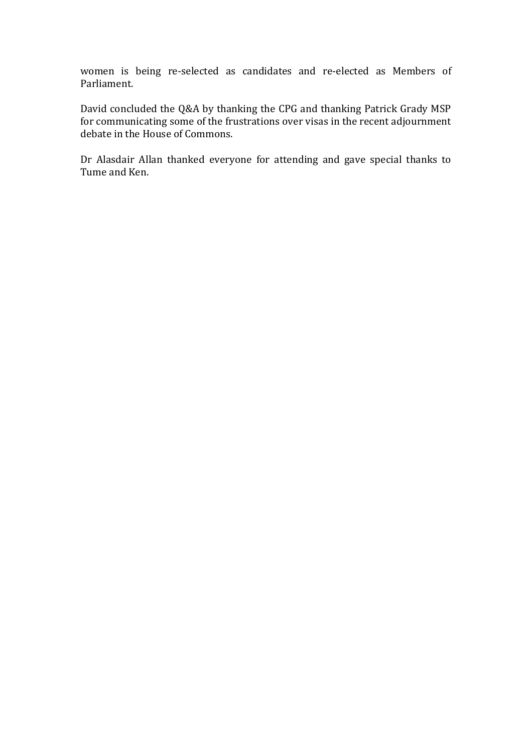women is being re-selected as candidates and re-elected as Members of Parliament.

David concluded the Q&A by thanking the CPG and thanking Patrick Grady MSP for communicating some of the frustrations over visas in the recent adjournment debate in the House of Commons.

Dr Alasdair Allan thanked everyone for attending and gave special thanks to Tume and Ken.